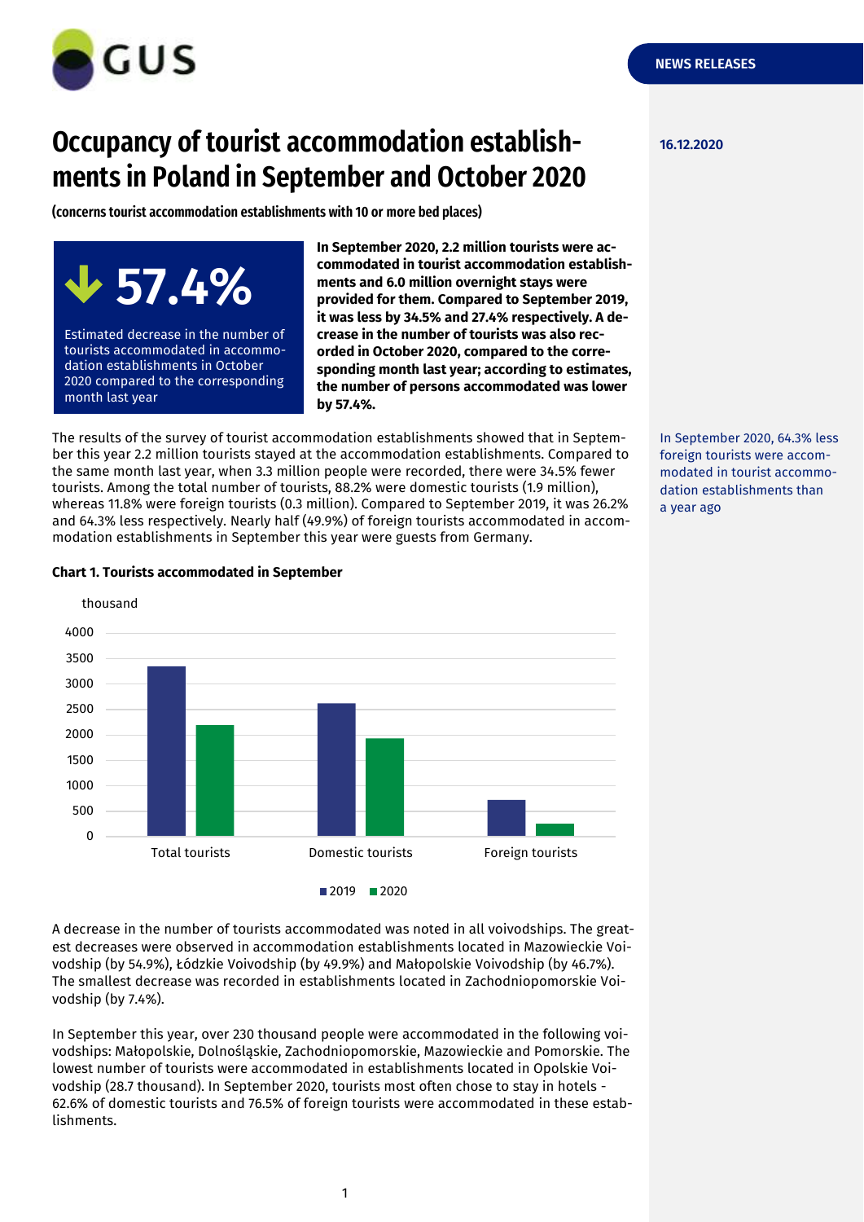NEWS RELEASES

16.12.2020

# Occupancy of tourist accommodation establishments in Poland in September and October 2020

**(concerns tourist accommodation establishments with 10 or more bed places)**

**↓ 57.4%**

Estimated decrease in the number of tourists accommodated in accommodation establishments in October 2020 compared to the corresponding month last year

**In September 2020, 2.2 million tourists were accommodated in tourist accommodation establishments and 6.0 million overnight stays were provided for them. Compared to September 2019, it was less by 34.5% and 27.4% respectively. A decrease in the number of tourists was also recorded in October 2020, compared to the corresponding month last year; according to estimates, the number of persons accommodated was lower by 57.4%.**

The results of the survey of tourist accommodation establishments showed that in September this year 2.2 million tourists stayed at the accommodation establishments. Compared to the same month last year, when 3.3 million people were recorded, there were 34.5% fewer tourists. Among the total number of tourists, 88.2% were domestic tourists (1.9 million), whereas 11.8% were foreign tourists (0.3 million). Compared to September 2019, it was 26.2% and 64.3% less respectively. Nearly half (49.9%) of foreign tourists accommodated in accommodation establishments in September this year were guests from Germany.

In September 2020, 64.3% less foreign tourists were accommodated in tourist accommodation establishments than a year ago

**Chart 1. Tourists accommodated in September**

A decrease in the number of tourists accommodated was noted in all voivodships. The greatest decreases were observed in accommodation establishments located in Mazowieckie Voivodship (by 54.9%), Łódzkie Voivodship (by 49.9%) and Małopolskie Voivodship (by 46.7%). The smallest decrease was recorded in establishments located in Zachodniopomorskie Voivodship (by 7.4%).

In September this year, over 230 thousand people were accommodated in the following voivodships: Małopolskie, Dolnośląskie, Zachodniopomorskie, Mazowieckie and Pomorskie. The lowest number of tourists were accommodated in establishments located in Opolskie Voivodship (28.7 thousand). In September 2020, tourists most often chose to stay in hotels - 62.6% of domestic tourists and 76.5% of foreign tourists were accommodated in these establishments.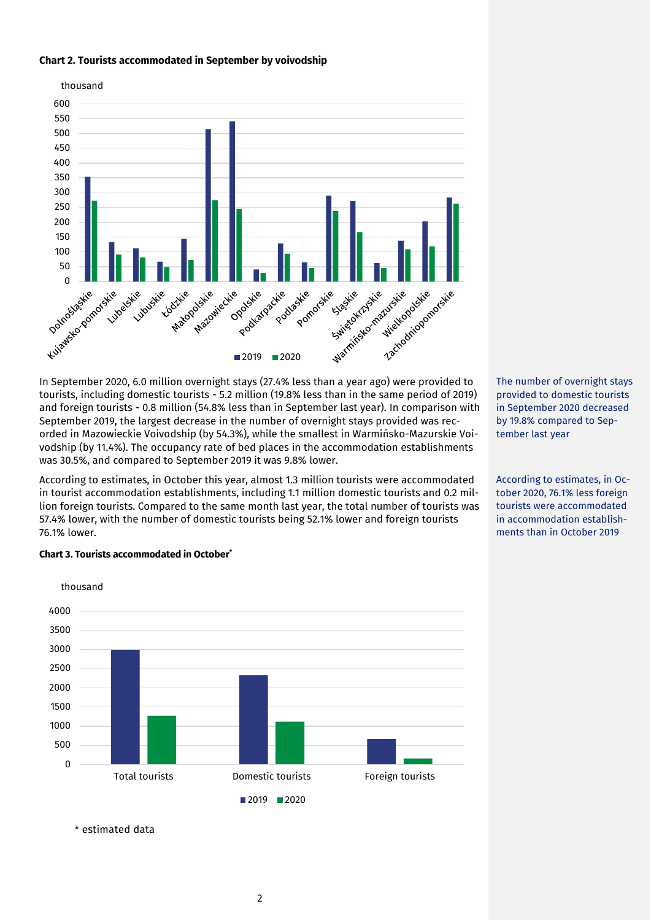**Chart 2. Tourists accommodated in September by voivodship**

In September 2020, 6.0 million overnight stays (27.4% less than a year ago) were provided to tourists, including domestic tourists - 5.2 million (19.8% less than in the same period of 2019) and foreign tourists - 0.8 million (54.8% less than in September last year). In comparison with September 2019, the largest decrease in the number of overnight stays provided was recorded in Mazowieckie Voivodship (by 54.3%), while the smallest in Warmińsko-Mazurskie Voivodship (by 11.4%). The occupancy rate of bed places in the accommodation establishments was 30.5%, and compared to September 2019 it was 9.8% lower.

The number of overnight stays provided to domestic tourists in September 2020 decreased by 19.8% compared to September last year

According to estimates, in October this year, almost 1.3 million tourists were accommodated in tourist accommodation establishments, including 1.1 million domestic tourists and 0.2 million foreign tourists. Compared to the same month last year, the total number of tourists was 57.4% lower, with the number of domestic tourists being 52.1% lower and foreign tourists 76.1% lower.

According to estimates, in October 2020, 76.1% less foreign tourists were accommodated in accommodation establishments than in October 2019

**Chart 3. Tourists accommodated in October***

\* estimated data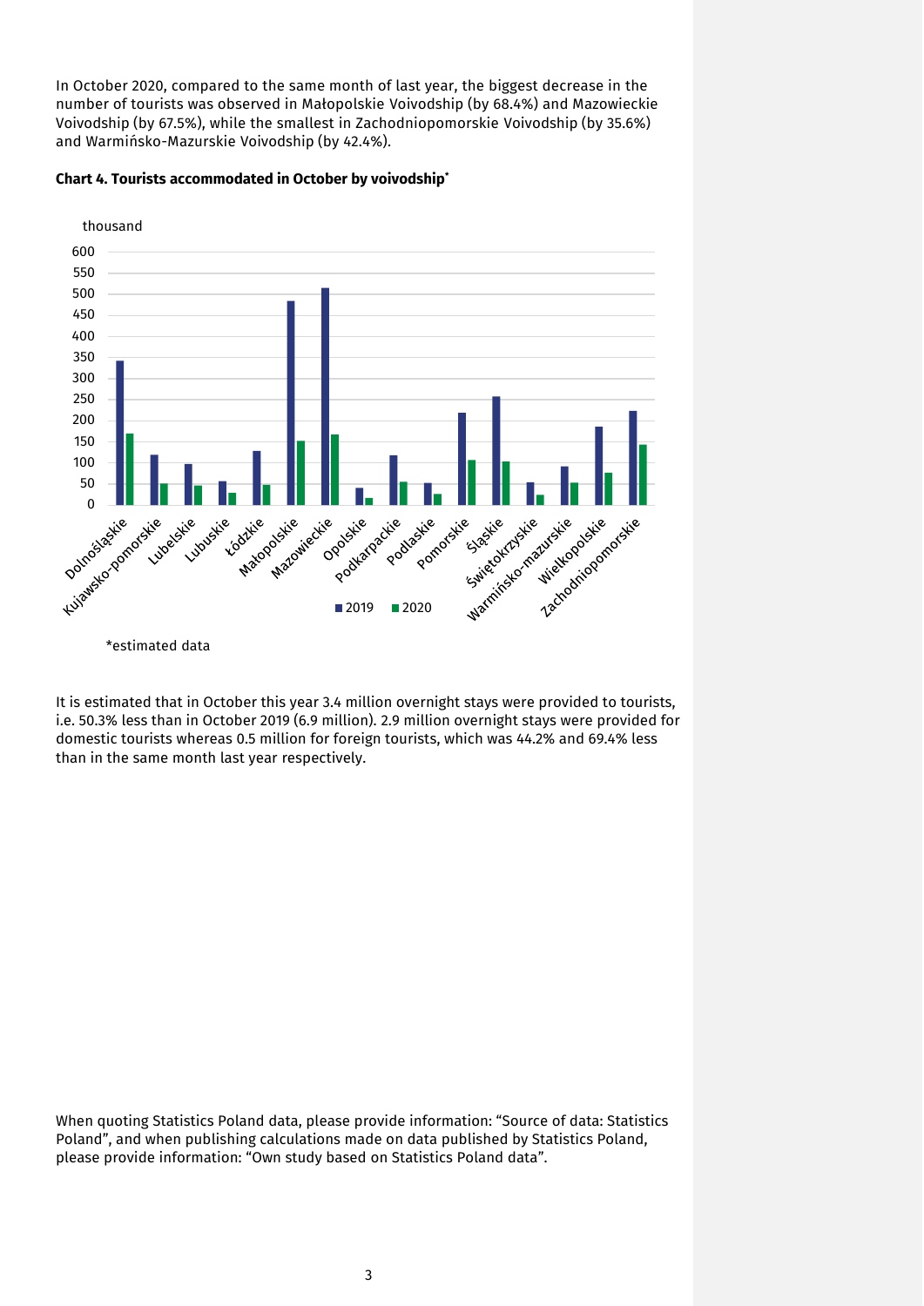In October 2020, compared to the same month of last year, the biggest decrease in the number of tourists was observed in Małopolskie Voivodship (by 68.4%) and Mazowieckie Voivodship (by 67.5%), while the smallest in Zachodniopomorskie Voivodship (by 35.6%) and Warmińsko-Mazurskie Voivodship (by 42.4%).

**Chart 4. Tourists accommodated in October by voivodship***

*estimated data

It is estimated that in October this year 3.4 million overnight stays were provided to tourists, i.e. 50.3% less than in October 2019 (6.9 million). 2.9 million overnight stays were provided for domestic tourists whereas 0.5 million for foreign tourists, which was 44.2% and 69.4% less than in the same month last year respectively.

When quoting Statistics Poland data, please provide information: "Source of data: Statistics Poland", and when publishing calculations made on data published by Statistics Poland, please provide information: "Own study based on Statistics Poland data".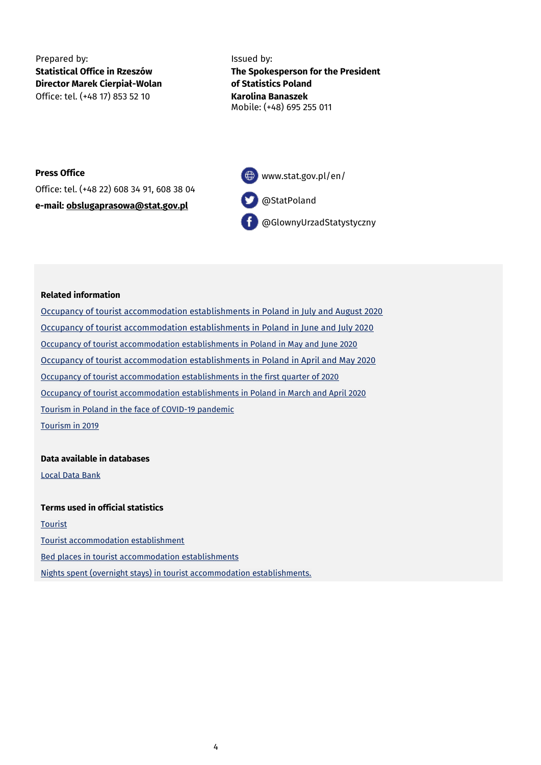Prepared by:
**Statistical Office in Rzeszów**
**Director Marek Cierpiał-Wolan**
Office: tel. (+48 17) 853 52 10

Issued by:
**The Spokesperson for the President of Statistics Poland**
**Karolina Banaszek**
Mobile: (+48) 695 255 011

**Press Office**
Office: tel. (+48 22) 608 34 91, 608 38 04
**e-mail: obslugaprasowa@stat.gov.pl**

www.stat.gov.pl/en/
@StatPoland
@GlownyUrzadStatystyczny

**Related information**

Occupancy of tourist accommodation establishments in Poland in July and August 2020
Occupancy of tourist accommodation establishments in Poland in June and July 2020
Occupancy of tourist accommodation establishments in Poland in May and June 2020
Occupancy of tourist accommodation establishments in Poland in April and May 2020
Occupancy of tourist accommodation establishments in the first quarter of 2020
Occupancy of tourist accommodation establishments in Poland in March and April 2020
Tourism in Poland in the face of COVID-19 pandemic
Tourism in 2019

**Data available in databases**

Local Data Bank

**Terms used in official statistics**

Tourist
Tourist accommodation establishment
Bed places in tourist accommodation establishments
Nights spent (overnight stays) in tourist accommodation establishments.